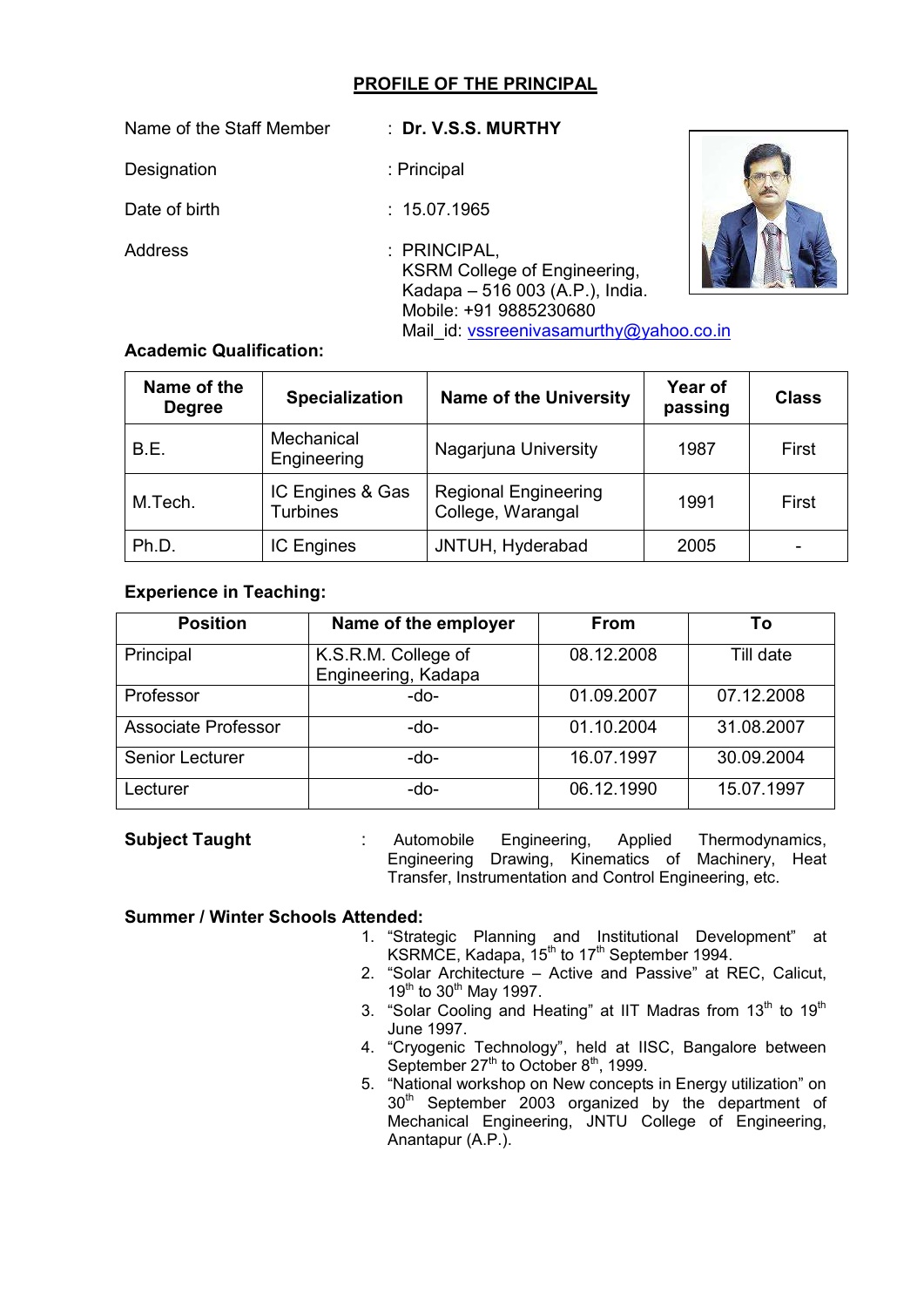# PROFILE OF THE PRINCIPAL

Name of the Staff Member : **Dr. V.S.S. MURTHY**

Designation : Principal

Date of birth : 15.07.1965

Address : PRINCIPAL,
KSRM College of Engineering,
Kadapa – 516 003 (A.P.), India.
Mobile: +91 9885230680
Mail_id: vssreenivasamurthy@yahoo.co.in

**Academic Qualification:**

| Name of the Degree | Specialization | Name of the University | Year of passing | Class |
|---|---|---|---|---|
| B.E. | Mechanical Engineering | Nagarjuna University | 1987 | First |
| M.Tech. | IC Engines & Gas Turbines | Regional Engineering College, Warangal | 1991 | First |
| Ph.D. | IC Engines | JNTUH, Hyderabad | 2005 | - |

**Experience in Teaching:**

| Position | Name of the employer | From | To |
|---|---|---|---|
| Principal | K.S.R.M. College of Engineering, Kadapa | 08.12.2008 | Till date |
| Professor | -do- | 01.09.2007 | 07.12.2008 |
| Associate Professor | -do- | 01.10.2004 | 31.08.2007 |
| Senior Lecturer | -do- | 16.07.1997 | 30.09.2004 |
| Lecturer | -do- | 06.12.1990 | 15.07.1997 |

**Subject Taught** : Automobile Engineering, Applied Thermodynamics, Engineering Drawing, Kinematics of Machinery, Heat Transfer, Instrumentation and Control Engineering, etc.

**Summer / Winter Schools Attended:**

1. “Strategic Planning and Institutional Development” at KSRMCE, Kadapa, 15th to 17th September 1994.
2. “Solar Architecture – Active and Passive” at REC, Calicut, 19th to 30th May 1997.
3. “Solar Cooling and Heating” at IIT Madras from 13th to 19th June 1997.
4. “Cryogenic Technology”, held at IISC, Bangalore between September 27th to October 8th, 1999.
5. “National workshop on New concepts in Energy utilization” on 30th September 2003 organized by the department of Mechanical Engineering, JNTU College of Engineering, Anantapur (A.P.).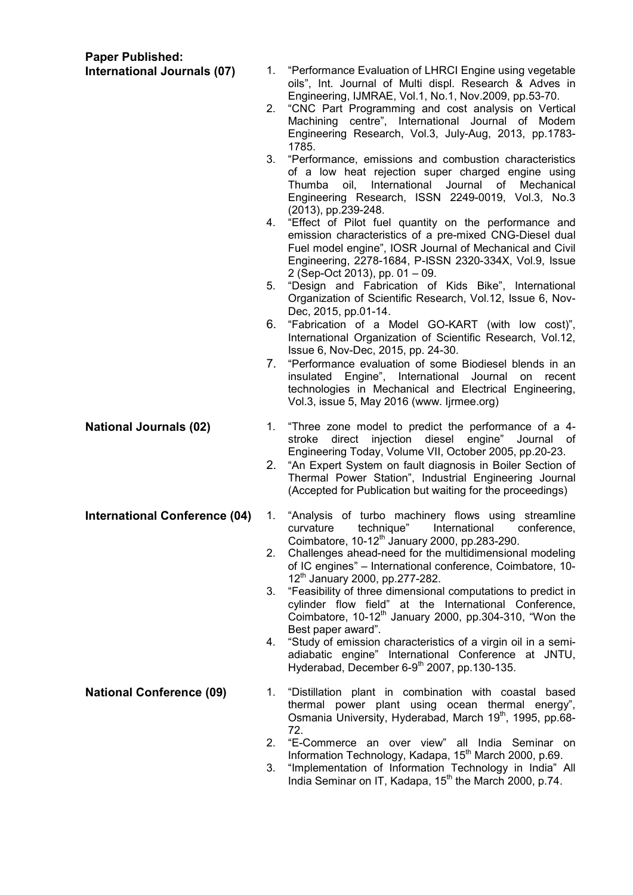## Paper Published:

### International Journals (07)

1. "Performance Evaluation of LHRCI Engine using vegetable oils", Int. Journal of Multi displ. Research & Adves in Engineering, IJMRAE, Vol.1, No.1, Nov.2009, pp.53-70.
2. "CNC Part Programming and cost analysis on Vertical Machining centre", International Journal of Modem Engineering Research, Vol.3, July-Aug, 2013, pp.1783-1785.
3. "Performance, emissions and combustion characteristics of a low heat rejection super charged engine using Thumba oil, International Journal of Mechanical Engineering Research, ISSN 2249-0019, Vol.3, No.3 (2013), pp.239-248.
4. "Effect of Pilot fuel quantity on the performance and emission characteristics of a pre-mixed CNG-Diesel dual Fuel model engine", IOSR Journal of Mechanical and Civil Engineering, 2278-1684, P-ISSN 2320-334X, Vol.9, Issue 2 (Sep-Oct 2013), pp. 01 – 09.
5. "Design and Fabrication of Kids Bike", International Organization of Scientific Research, Vol.12, Issue 6, Nov-Dec, 2015, pp.01-14.
6. "Fabrication of a Model GO-KART (with low cost)", International Organization of Scientific Research, Vol.12, Issue 6, Nov-Dec, 2015, pp. 24-30.
7. "Performance evaluation of some Biodiesel blends in an insulated Engine", International Journal on recent technologies in Mechanical and Electrical Engineering, Vol.3, issue 5, May 2016 (www. Ijrmee.org)

### National Journals (02)

1. "Three zone model to predict the performance of a 4-stroke direct injection diesel engine" Journal of Engineering Today, Volume VII, October 2005, pp.20-23.
2. "An Expert System on fault diagnosis in Boiler Section of Thermal Power Station", Industrial Engineering Journal (Accepted for Publication but waiting for the proceedings)

### International Conference (04)

1. "Analysis of turbo machinery flows using streamline curvature technique" International conference, Coimbatore, 10-12th January 2000, pp.283-290.
2. Challenges ahead-need for the multidimensional modeling of IC engines" – International conference, Coimbatore, 10-12th January 2000, pp.277-282.
3. "Feasibility of three dimensional computations to predict in cylinder flow field" at the International Conference, Coimbatore, 10-12th January 2000, pp.304-310, "Won the Best paper award".
4. "Study of emission characteristics of a virgin oil in a semi-adiabatic engine" International Conference at JNTU, Hyderabad, December 6-9th 2007, pp.130-135.

### National Conference (09)

1. "Distillation plant in combination with coastal based thermal power plant using ocean thermal energy", Osmania University, Hyderabad, March 19th, 1995, pp.68-72.
2. "E-Commerce an over view" all India Seminar on Information Technology, Kadapa, 15th March 2000, p.69.
3. "Implementation of Information Technology in India" All India Seminar on IT, Kadapa, 15th the March 2000, p.74.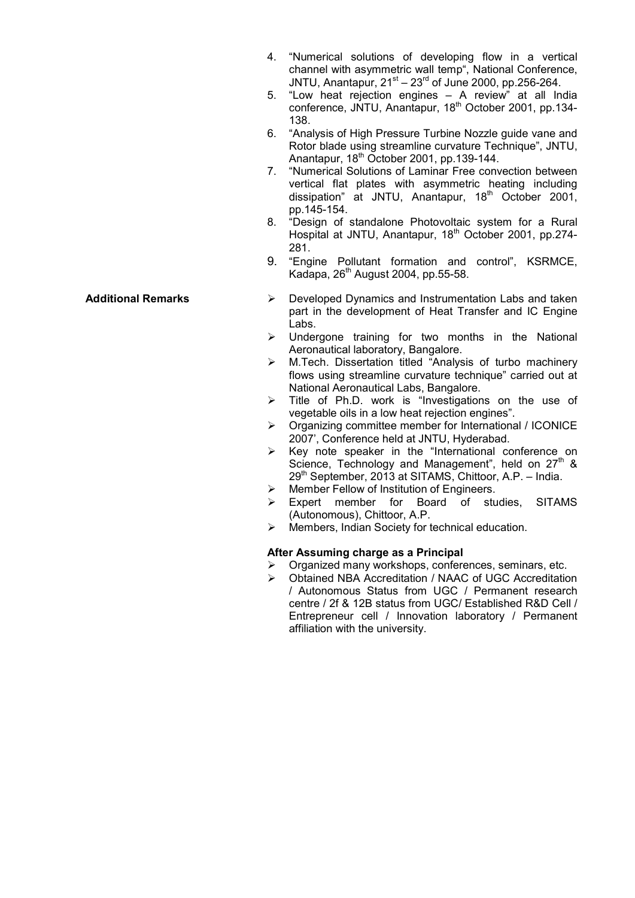4. "Numerical solutions of developing flow in a vertical channel with asymmetric wall temp", National Conference, JNTU, Anantapur, 21st – 23rd of June 2000, pp.256-264.
5. "Low heat rejection engines – A review" at all India conference, JNTU, Anantapur, 18th October 2001, pp.134-138.
6. "Analysis of High Pressure Turbine Nozzle guide vane and Rotor blade using streamline curvature Technique", JNTU, Anantapur, 18th October 2001, pp.139-144.
7. "Numerical Solutions of Laminar Free convection between vertical flat plates with asymmetric heating including dissipation" at JNTU, Anantapur, 18th October 2001, pp.145-154.
8. "Design of standalone Photovoltaic system for a Rural Hospital at JNTU, Anantapur, 18th October 2001, pp.274-281.
9. "Engine Pollutant formation and control", KSRMCE, Kadapa, 26th August 2004, pp.55-58.

**Additional Remarks**

- Developed Dynamics and Instrumentation Labs and taken part in the development of Heat Transfer and IC Engine Labs.
- Undergone training for two months in the National Aeronautical laboratory, Bangalore.
- M.Tech. Dissertation titled "Analysis of turbo machinery flows using streamline curvature technique" carried out at National Aeronautical Labs, Bangalore.
- Title of Ph.D. work is "Investigations on the use of vegetable oils in a low heat rejection engines".
- Organizing committee member for International / ICONICE 2007', Conference held at JNTU, Hyderabad.
- Key note speaker in the "International conference on Science, Technology and Management", held on 27th & 29th September, 2013 at SITAMS, Chittoor, A.P. – India.
- Member Fellow of Institution of Engineers.
- Expert member for Board of studies, SITAMS (Autonomous), Chittoor, A.P.
- Members, Indian Society for technical education.

**After Assuming charge as a Principal**

- Organized many workshops, conferences, seminars, etc.
- Obtained NBA Accreditation / NAAC of UGC Accreditation / Autonomous Status from UGC / Permanent research centre / 2f & 12B status from UGC/ Established R&D Cell / Entrepreneur cell / Innovation laboratory / Permanent affiliation with the university.